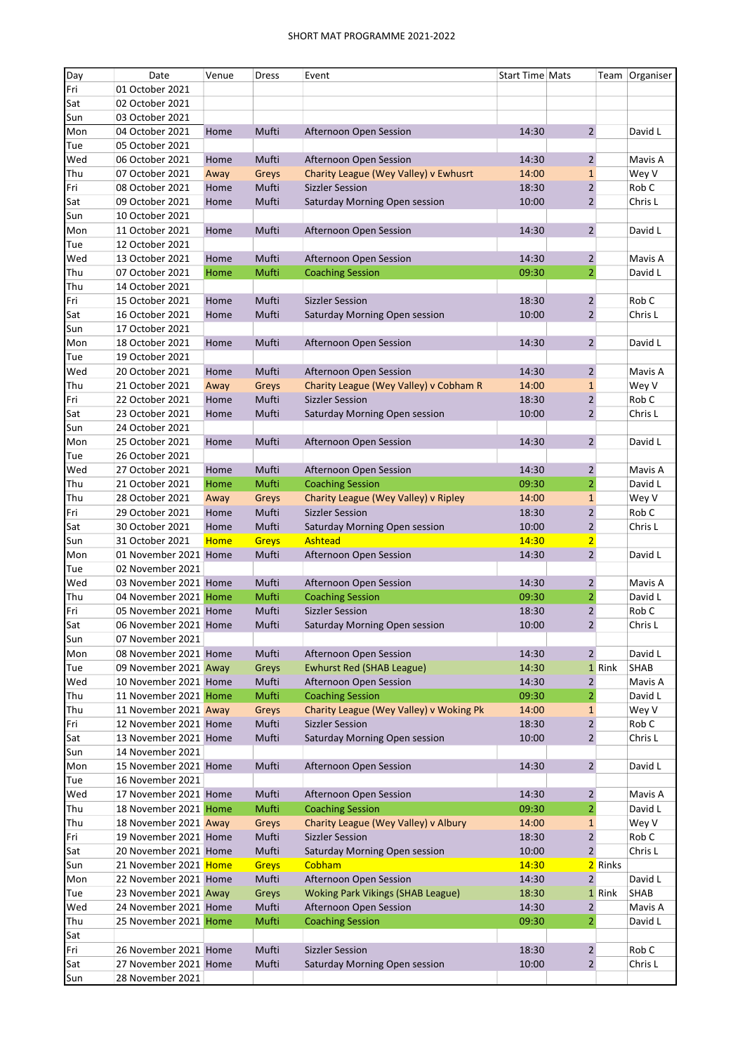# SHORT MAT PROGRAMME 2021-2022

| Day | Date | Venue | Dress | Event | Start Time | Mats | Team | Organiser |
|---|---|---|---|---|---|---|---|---|
| Fri | 01 October 2021 | | | | | | | |
| Sat | 02 October 2021 | | | | | | | |
| Sun | 03 October 2021 | | | | | | | |
| Mon | 04 October 2021 | Home | Mufti | Afternoon Open Session | 14:30 | 2 | | David L |
| Tue | 05 October 2021 | | | | | | | |
| Wed | 06 October 2021 | Home | Mufti | Afternoon Open Session | 14:30 | 2 | | Mavis A |
| Thu | 07 October 2021 | Away | Greys | Charity League (Wey Valley) v Ewhusrt | 14:00 | 1 | | Wey V |
| Fri | 08 October 2021 | Home | Mufti | Sizzler Session | 18:30 | 2 | | Rob C |
| Sat | 09 October 2021 | Home | Mufti | Saturday Morning Open session | 10:00 | 2 | | Chris L |
| Sun | 10 October 2021 | | | | | | | |
| Mon | 11 October 2021 | Home | Mufti | Afternoon Open Session | 14:30 | 2 | | David L |
| Tue | 12 October 2021 | | | | | | | |
| Wed | 13 October 2021 | Home | Mufti | Afternoon Open Session | 14:30 | 2 | | Mavis A |
| Thu | 07 October 2021 | Home | Mufti | Coaching Session | 09:30 | 2 | | David L |
| Thu | 14 October 2021 | | | | | | | |
| Fri | 15 October 2021 | Home | Mufti | Sizzler Session | 18:30 | 2 | | Rob C |
| Sat | 16 October 2021 | Home | Mufti | Saturday Morning Open session | 10:00 | 2 | | Chris L |
| Sun | 17 October 2021 | | | | | | | |
| Mon | 18 October 2021 | Home | Mufti | Afternoon Open Session | 14:30 | 2 | | David L |
| Tue | 19 October 2021 | | | | | | | |
| Wed | 20 October 2021 | Home | Mufti | Afternoon Open Session | 14:30 | 2 | | Mavis A |
| Thu | 21 October 2021 | Away | Greys | Charity League (Wey Valley) v Cobham R | 14:00 | 1 | | Wey V |
| Fri | 22 October 2021 | Home | Mufti | Sizzler Session | 18:30 | 2 | | Rob C |
| Sat | 23 October 2021 | Home | Mufti | Saturday Morning Open session | 10:00 | 2 | | Chris L |
| Sun | 24 October 2021 | | | | | | | |
| Mon | 25 October 2021 | Home | Mufti | Afternoon Open Session | 14:30 | 2 | | David L |
| Tue | 26 October 2021 | | | | | | | |
| Wed | 27 October 2021 | Home | Mufti | Afternoon Open Session | 14:30 | 2 | | Mavis A |
| Thu | 21 October 2021 | Home | Mufti | Coaching Session | 09:30 | 2 | | David L |
| Thu | 28 October 2021 | Away | Greys | Charity League (Wey Valley) v Ripley | 14:00 | 1 | | Wey V |
| Fri | 29 October 2021 | Home | Mufti | Sizzler Session | 18:30 | 2 | | Rob C |
| Sat | 30 October 2021 | Home | Mufti | Saturday Morning Open session | 10:00 | 2 | | Chris L |
| Sun | 31 October 2021 | Home | Greys | Ashtead | 14:30 | 2 | | |
| Mon | 01 November 2021 | Home | Mufti | Afternoon Open Session | 14:30 | 2 | | David L |
| Tue | 02 November 2021 | | | | | | | |
| Wed | 03 November 2021 | Home | Mufti | Afternoon Open Session | 14:30 | 2 | | Mavis A |
| Thu | 04 November 2021 | Home | Mufti | Coaching Session | 09:30 | 2 | | David L |
| Fri | 05 November 2021 | Home | Mufti | Sizzler Session | 18:30 | 2 | | Rob C |
| Sat | 06 November 2021 | Home | Mufti | Saturday Morning Open session | 10:00 | 2 | | Chris L |
| Sun | 07 November 2021 | | | | | | | |
| Mon | 08 November 2021 | Home | Mufti | Afternoon Open Session | 14:30 | 2 | | David L |
| Tue | 09 November 2021 | Away | Greys | Ewhurst Red (SHAB League) | 14:30 | 1 | Rink | SHAB |
| Wed | 10 November 2021 | Home | Mufti | Afternoon Open Session | 14:30 | 2 | | Mavis A |
| Thu | 11 November 2021 | Home | Mufti | Coaching Session | 09:30 | 2 | | David L |
| Thu | 11 November 2021 | Away | Greys | Charity League (Wey Valley) v Woking Pk | 14:00 | 1 | | Wey V |
| Fri | 12 November 2021 | Home | Mufti | Sizzler Session | 18:30 | 2 | | Rob C |
| Sat | 13 November 2021 | Home | Mufti | Saturday Morning Open session | 10:00 | 2 | | Chris L |
| Sun | 14 November 2021 | | | | | | | |
| Mon | 15 November 2021 | Home | Mufti | Afternoon Open Session | 14:30 | 2 | | David L |
| Tue | 16 November 2021 | | | | | | | |
| Wed | 17 November 2021 | Home | Mufti | Afternoon Open Session | 14:30 | 2 | | Mavis A |
| Thu | 18 November 2021 | Home | Mufti | Coaching Session | 09:30 | 2 | | David L |
| Thu | 18 November 2021 | Away | Greys | Charity League (Wey Valley) v Albury | 14:00 | 1 | | Wey V |
| Fri | 19 November 2021 | Home | Mufti | Sizzler Session | 18:30 | 2 | | Rob C |
| Sat | 20 November 2021 | Home | Mufti | Saturday Morning Open session | 10:00 | 2 | | Chris L |
| Sun | 21 November 2021 | Home | Greys | Cobham | 14:30 | 2 | Rinks | |
| Mon | 22 November 2021 | Home | Mufti | Afternoon Open Session | 14:30 | 2 | | David L |
| Tue | 23 November 2021 | Away | Greys | Woking Park Vikings (SHAB League) | 18:30 | 1 | Rink | SHAB |
| Wed | 24 November 2021 | Home | Mufti | Afternoon Open Session | 14:30 | 2 | | Mavis A |
| Thu | 25 November 2021 | Home | Mufti | Coaching Session | 09:30 | 2 | | David L |
| Sat | | | | | | | | |
| Fri | 26 November 2021 | Home | Mufti | Sizzler Session | 18:30 | 2 | | Rob C |
| Sat | 27 November 2021 | Home | Mufti | Saturday Morning Open session | 10:00 | 2 | | Chris L |
| Sun | 28 November 2021 | | | | | | | |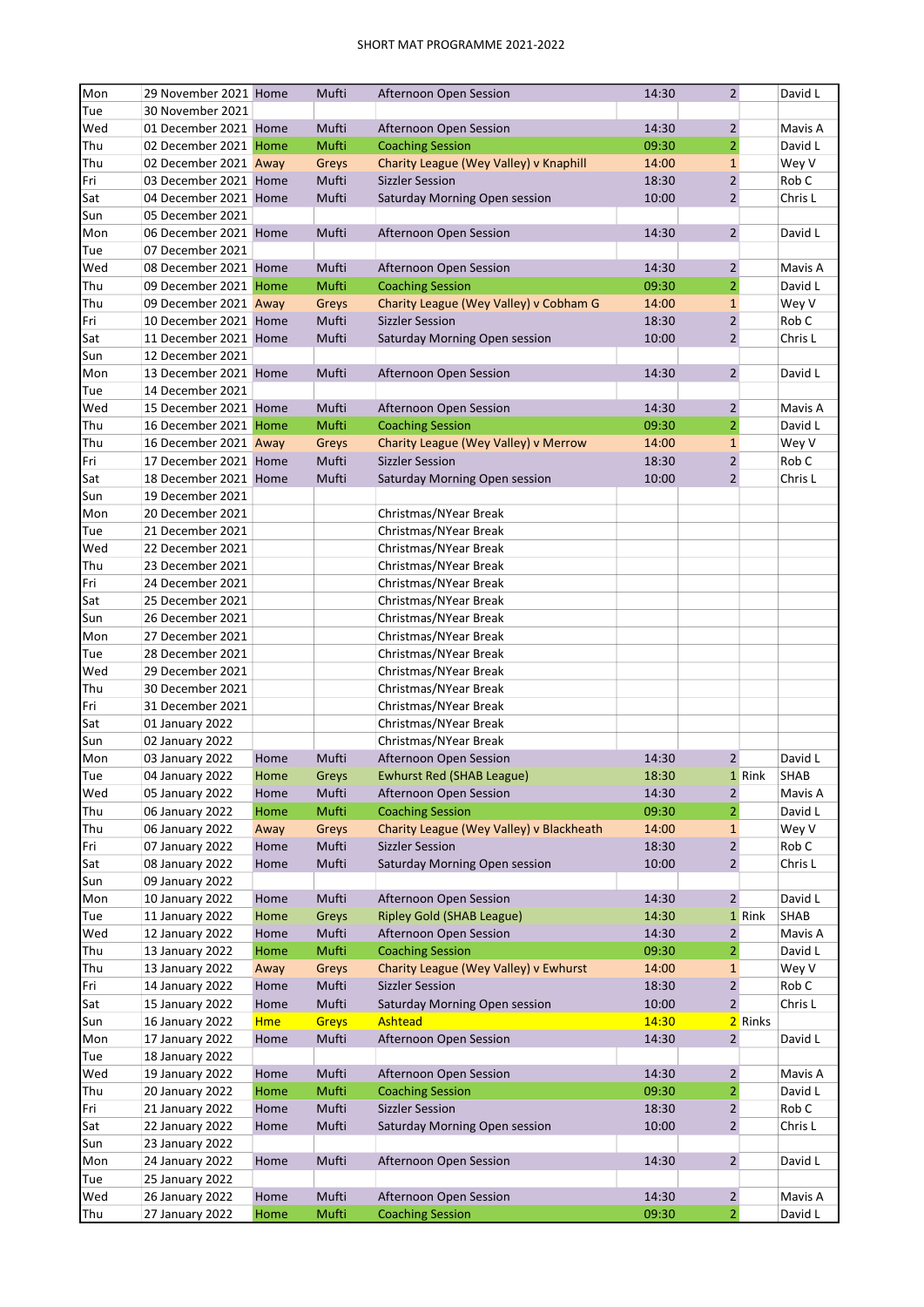# SHORT MAT PROGRAMME 2021-2022

| | | | | | | | | |
|---|---|---|---|---|---|---|---|---|
| Mon | 29 November 2021 | Home | Mufti | Afternoon Open Session | 14:30 | 2 | | David L |
| Tue | 30 November 2021 | | | | | | | |
| Wed | 01 December 2021 | Home | Mufti | Afternoon Open Session | 14:30 | 2 | | Mavis A |
| Thu | 02 December 2021 | Home | Mufti | Coaching Session | 09:30 | 2 | | David L |
| Thu | 02 December 2021 | Away | Greys | Charity League (Wey Valley) v Knaphill | 14:00 | 1 | | Wey V |
| Fri | 03 December 2021 | Home | Mufti | Sizzler Session | 18:30 | 2 | | Rob C |
| Sat | 04 December 2021 | Home | Mufti | Saturday Morning Open session | 10:00 | 2 | | Chris L |
| Sun | 05 December 2021 | | | | | | | |
| Mon | 06 December 2021 | Home | Mufti | Afternoon Open Session | 14:30 | 2 | | David L |
| Tue | 07 December 2021 | | | | | | | |
| Wed | 08 December 2021 | Home | Mufti | Afternoon Open Session | 14:30 | 2 | | Mavis A |
| Thu | 09 December 2021 | Home | Mufti | Coaching Session | 09:30 | 2 | | David L |
| Thu | 09 December 2021 | Away | Greys | Charity League (Wey Valley) v Cobham G | 14:00 | 1 | | Wey V |
| Fri | 10 December 2021 | Home | Mufti | Sizzler Session | 18:30 | 2 | | Rob C |
| Sat | 11 December 2021 | Home | Mufti | Saturday Morning Open session | 10:00 | 2 | | Chris L |
| Sun | 12 December 2021 | | | | | | | |
| Mon | 13 December 2021 | Home | Mufti | Afternoon Open Session | 14:30 | 2 | | David L |
| Tue | 14 December 2021 | | | | | | | |
| Wed | 15 December 2021 | Home | Mufti | Afternoon Open Session | 14:30 | 2 | | Mavis A |
| Thu | 16 December 2021 | Home | Mufti | Coaching Session | 09:30 | 2 | | David L |
| Thu | 16 December 2021 | Away | Greys | Charity League (Wey Valley) v Merrow | 14:00 | 1 | | Wey V |
| Fri | 17 December 2021 | Home | Mufti | Sizzler Session | 18:30 | 2 | | Rob C |
| Sat | 18 December 2021 | Home | Mufti | Saturday Morning Open session | 10:00 | 2 | | Chris L |
| Sun | 19 December 2021 | | | | | | | |
| Mon | 20 December 2021 | | | Christmas/NYear Break | | | | |
| Tue | 21 December 2021 | | | Christmas/NYear Break | | | | |
| Wed | 22 December 2021 | | | Christmas/NYear Break | | | | |
| Thu | 23 December 2021 | | | Christmas/NYear Break | | | | |
| Fri | 24 December 2021 | | | Christmas/NYear Break | | | | |
| Sat | 25 December 2021 | | | Christmas/NYear Break | | | | |
| Sun | 26 December 2021 | | | Christmas/NYear Break | | | | |
| Mon | 27 December 2021 | | | Christmas/NYear Break | | | | |
| Tue | 28 December 2021 | | | Christmas/NYear Break | | | | |
| Wed | 29 December 2021 | | | Christmas/NYear Break | | | | |
| Thu | 30 December 2021 | | | Christmas/NYear Break | | | | |
| Fri | 31 December 2021 | | | Christmas/NYear Break | | | | |
| Sat | 01 January 2022 | | | Christmas/NYear Break | | | | |
| Sun | 02 January 2022 | | | Christmas/NYear Break | | | | |
| Mon | 03 January 2022 | Home | Mufti | Afternoon Open Session | 14:30 | 2 | | David L |
| Tue | 04 January 2022 | Home | Greys | Ewhurst Red (SHAB League) | 18:30 | 1 | Rink | SHAB |
| Wed | 05 January 2022 | Home | Mufti | Afternoon Open Session | 14:30 | 2 | | Mavis A |
| Thu | 06 January 2022 | Home | Mufti | Coaching Session | 09:30 | 2 | | David L |
| Thu | 06 January 2022 | Away | Greys | Charity League (Wey Valley) v Blackheath | 14:00 | 1 | | Wey V |
| Fri | 07 January 2022 | Home | Mufti | Sizzler Session | 18:30 | 2 | | Rob C |
| Sat | 08 January 2022 | Home | Mufti | Saturday Morning Open session | 10:00 | 2 | | Chris L |
| Sun | 09 January 2022 | | | | | | | |
| Mon | 10 January 2022 | Home | Mufti | Afternoon Open Session | 14:30 | 2 | | David L |
| Tue | 11 January 2022 | Home | Greys | Ripley Gold (SHAB League) | 14:30 | 1 | Rink | SHAB |
| Wed | 12 January 2022 | Home | Mufti | Afternoon Open Session | 14:30 | 2 | | Mavis A |
| Thu | 13 January 2022 | Home | Mufti | Coaching Session | 09:30 | 2 | | David L |
| Thu | 13 January 2022 | Away | Greys | Charity League (Wey Valley) v Ewhurst | 14:00 | 1 | | Wey V |
| Fri | 14 January 2022 | Home | Mufti | Sizzler Session | 18:30 | 2 | | Rob C |
| Sat | 15 January 2022 | Home | Mufti | Saturday Morning Open session | 10:00 | 2 | | Chris L |
| Sun | 16 January 2022 | Hme | Greys | Ashtead | 14:30 | 2 | Rinks | |
| Mon | 17 January 2022 | Home | Mufti | Afternoon Open Session | 14:30 | 2 | | David L |
| Tue | 18 January 2022 | | | | | | | |
| Wed | 19 January 2022 | Home | Mufti | Afternoon Open Session | 14:30 | 2 | | Mavis A |
| Thu | 20 January 2022 | Home | Mufti | Coaching Session | 09:30 | 2 | | David L |
| Fri | 21 January 2022 | Home | Mufti | Sizzler Session | 18:30 | 2 | | Rob C |
| Sat | 22 January 2022 | Home | Mufti | Saturday Morning Open session | 10:00 | 2 | | Chris L |
| Sun | 23 January 2022 | | | | | | | |
| Mon | 24 January 2022 | Home | Mufti | Afternoon Open Session | 14:30 | 2 | | David L |
| Tue | 25 January 2022 | | | | | | | |
| Wed | 26 January 2022 | Home | Mufti | Afternoon Open Session | 14:30 | 2 | | Mavis A |
| Thu | 27 January 2022 | Home | Mufti | Coaching Session | 09:30 | 2 | | David L |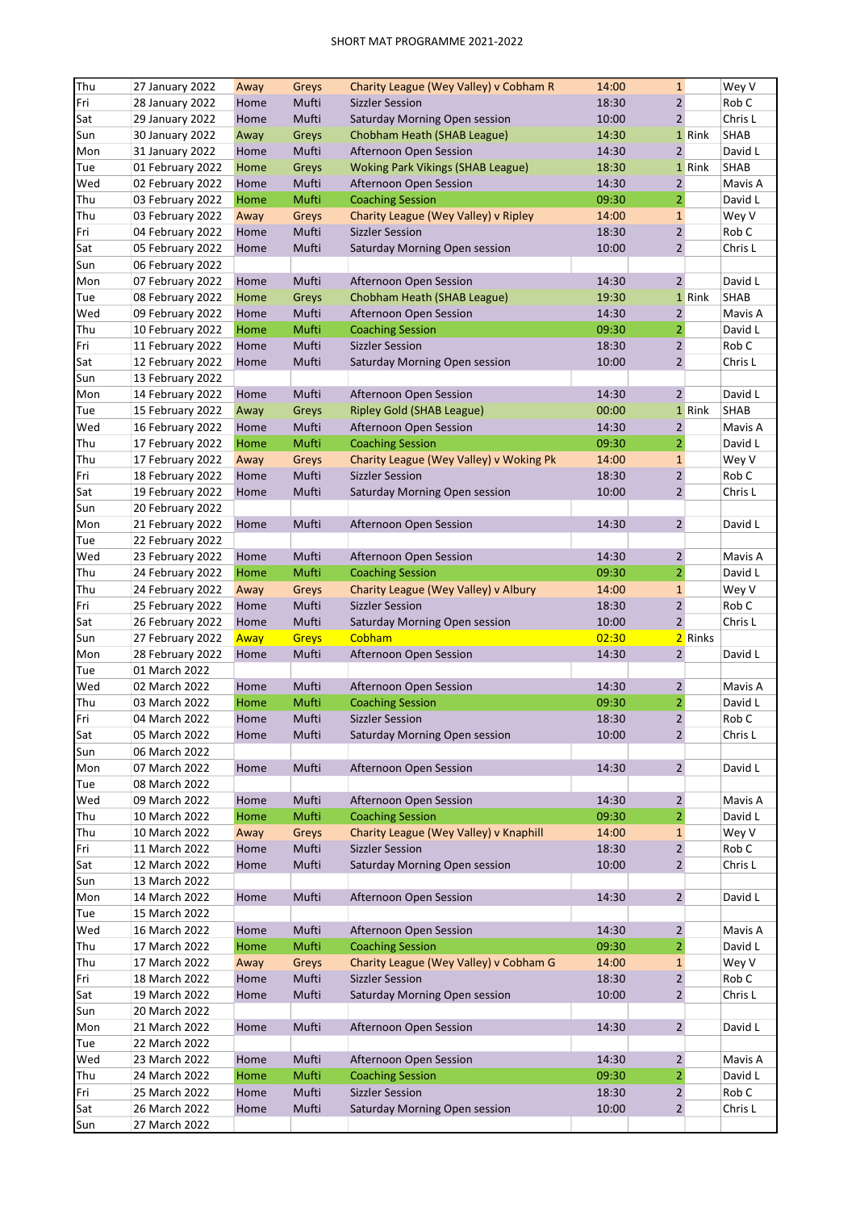SHORT MAT PROGRAMME 2021-2022

| | | | | | | | | |
|---|---|---|---|---|---|---|---|---|
| Thu | 27 January 2022 | Away | Greys | Charity League (Wey Valley) v Cobham R | 14:00 | 1 | | Wey V |
| Fri | 28 January 2022 | Home | Mufti | Sizzler Session | 18:30 | 2 | | Rob C |
| Sat | 29 January 2022 | Home | Mufti | Saturday Morning Open session | 10:00 | 2 | | Chris L |
| Sun | 30 January 2022 | Away | Greys | Chobham Heath (SHAB League) | 14:30 | 1 | Rink | SHAB |
| Mon | 31 January 2022 | Home | Mufti | Afternoon Open Session | 14:30 | 2 | | David L |
| Tue | 01 February 2022 | Home | Greys | Woking Park Vikings (SHAB League) | 18:30 | 1 | Rink | SHAB |
| Wed | 02 February 2022 | Home | Mufti | Afternoon Open Session | 14:30 | 2 | | Mavis A |
| Thu | 03 February 2022 | Home | Mufti | Coaching Session | 09:30 | 2 | | David L |
| Thu | 03 February 2022 | Away | Greys | Charity League (Wey Valley) v Ripley | 14:00 | 1 | | Wey V |
| Fri | 04 February 2022 | Home | Mufti | Sizzler Session | 18:30 | 2 | | Rob C |
| Sat | 05 February 2022 | Home | Mufti | Saturday Morning Open session | 10:00 | 2 | | Chris L |
| Sun | 06 February 2022 | | | | | | | |
| Mon | 07 February 2022 | Home | Mufti | Afternoon Open Session | 14:30 | 2 | | David L |
| Tue | 08 February 2022 | Home | Greys | Chobham Heath (SHAB League) | 19:30 | 1 | Rink | SHAB |
| Wed | 09 February 2022 | Home | Mufti | Afternoon Open Session | 14:30 | 2 | | Mavis A |
| Thu | 10 February 2022 | Home | Mufti | Coaching Session | 09:30 | 2 | | David L |
| Fri | 11 February 2022 | Home | Mufti | Sizzler Session | 18:30 | 2 | | Rob C |
| Sat | 12 February 2022 | Home | Mufti | Saturday Morning Open session | 10:00 | 2 | | Chris L |
| Sun | 13 February 2022 | | | | | | | |
| Mon | 14 February 2022 | Home | Mufti | Afternoon Open Session | 14:30 | 2 | | David L |
| Tue | 15 February 2022 | Away | Greys | Ripley Gold (SHAB League) | 00:00 | 1 | Rink | SHAB |
| Wed | 16 February 2022 | Home | Mufti | Afternoon Open Session | 14:30 | 2 | | Mavis A |
| Thu | 17 February 2022 | Home | Mufti | Coaching Session | 09:30 | 2 | | David L |
| Thu | 17 February 2022 | Away | Greys | Charity League (Wey Valley) v Woking Pk | 14:00 | 1 | | Wey V |
| Fri | 18 February 2022 | Home | Mufti | Sizzler Session | 18:30 | 2 | | Rob C |
| Sat | 19 February 2022 | Home | Mufti | Saturday Morning Open session | 10:00 | 2 | | Chris L |
| Sun | 20 February 2022 | | | | | | | |
| Mon | 21 February 2022 | Home | Mufti | Afternoon Open Session | 14:30 | 2 | | David L |
| Tue | 22 February 2022 | | | | | | | |
| Wed | 23 February 2022 | Home | Mufti | Afternoon Open Session | 14:30 | 2 | | Mavis A |
| Thu | 24 February 2022 | Home | Mufti | Coaching Session | 09:30 | 2 | | David L |
| Thu | 24 February 2022 | Away | Greys | Charity League (Wey Valley) v Albury | 14:00 | 1 | | Wey V |
| Fri | 25 February 2022 | Home | Mufti | Sizzler Session | 18:30 | 2 | | Rob C |
| Sat | 26 February 2022 | Home | Mufti | Saturday Morning Open session | 10:00 | 2 | | Chris L |
| Sun | 27 February 2022 | Away | Greys | Cobham | 02:30 | 2 | Rinks | |
| Mon | 28 February 2022 | Home | Mufti | Afternoon Open Session | 14:30 | 2 | | David L |
| Tue | 01 March 2022 | | | | | | | |
| Wed | 02 March 2022 | Home | Mufti | Afternoon Open Session | 14:30 | 2 | | Mavis A |
| Thu | 03 March 2022 | Home | Mufti | Coaching Session | 09:30 | 2 | | David L |
| Fri | 04 March 2022 | Home | Mufti | Sizzler Session | 18:30 | 2 | | Rob C |
| Sat | 05 March 2022 | Home | Mufti | Saturday Morning Open session | 10:00 | 2 | | Chris L |
| Sun | 06 March 2022 | | | | | | | |
| Mon | 07 March 2022 | Home | Mufti | Afternoon Open Session | 14:30 | 2 | | David L |
| Tue | 08 March 2022 | | | | | | | |
| Wed | 09 March 2022 | Home | Mufti | Afternoon Open Session | 14:30 | 2 | | Mavis A |
| Thu | 10 March 2022 | Home | Mufti | Coaching Session | 09:30 | 2 | | David L |
| Thu | 10 March 2022 | Away | Greys | Charity League (Wey Valley) v Knaphill | 14:00 | 1 | | Wey V |
| Fri | 11 March 2022 | Home | Mufti | Sizzler Session | 18:30 | 2 | | Rob C |
| Sat | 12 March 2022 | Home | Mufti | Saturday Morning Open session | 10:00 | 2 | | Chris L |
| Sun | 13 March 2022 | | | | | | | |
| Mon | 14 March 2022 | Home | Mufti | Afternoon Open Session | 14:30 | 2 | | David L |
| Tue | 15 March 2022 | | | | | | | |
| Wed | 16 March 2022 | Home | Mufti | Afternoon Open Session | 14:30 | 2 | | Mavis A |
| Thu | 17 March 2022 | Home | Mufti | Coaching Session | 09:30 | 2 | | David L |
| Thu | 17 March 2022 | Away | Greys | Charity League (Wey Valley) v Cobham G | 14:00 | 1 | | Wey V |
| Fri | 18 March 2022 | Home | Mufti | Sizzler Session | 18:30 | 2 | | Rob C |
| Sat | 19 March 2022 | Home | Mufti | Saturday Morning Open session | 10:00 | 2 | | Chris L |
| Sun | 20 March 2022 | | | | | | | |
| Mon | 21 March 2022 | Home | Mufti | Afternoon Open Session | 14:30 | 2 | | David L |
| Tue | 22 March 2022 | | | | | | | |
| Wed | 23 March 2022 | Home | Mufti | Afternoon Open Session | 14:30 | 2 | | Mavis A |
| Thu | 24 March 2022 | Home | Mufti | Coaching Session | 09:30 | 2 | | David L |
| Fri | 25 March 2022 | Home | Mufti | Sizzler Session | 18:30 | 2 | | Rob C |
| Sat | 26 March 2022 | Home | Mufti | Saturday Morning Open session | 10:00 | 2 | | Chris L |
| Sun | 27 March 2022 | | | | | | | |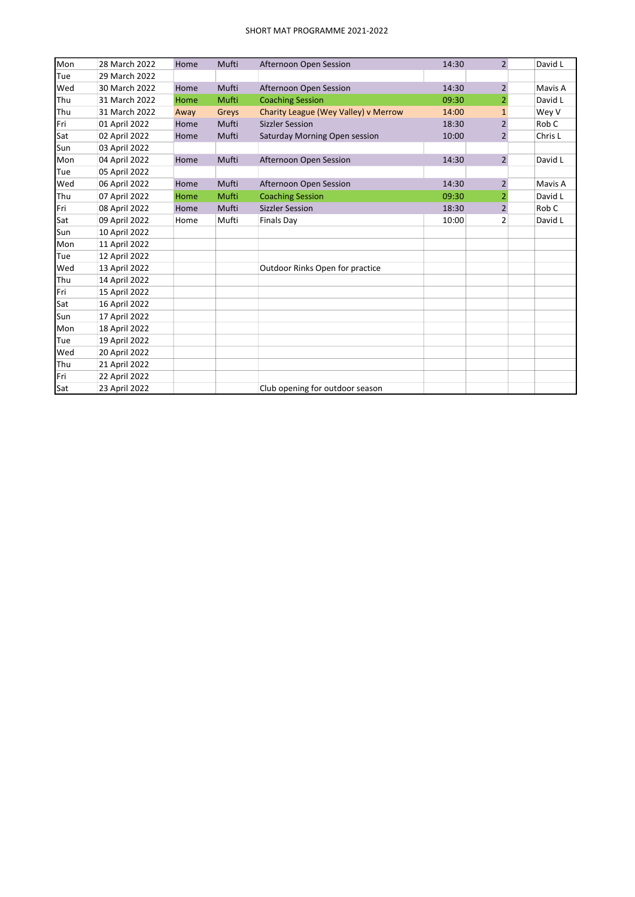SHORT MAT PROGRAMME 2021-2022

| | | | | | | | | |
|---|---|---|---|---|---|---|---|---|
| Mon | 28 March 2022 | Home | Mufti | Afternoon Open Session | 14:30 | 2 | | David L |
| Tue | 29 March 2022 | | | | | | | |
| Wed | 30 March 2022 | Home | Mufti | Afternoon Open Session | 14:30 | 2 | | Mavis A |
| Thu | 31 March 2022 | Home | Mufti | Coaching Session | 09:30 | 2 | | David L |
| Thu | 31 March 2022 | Away | Greys | Charity League (Wey Valley) v Merrow | 14:00 | 1 | | Wey V |
| Fri | 01 April 2022 | Home | Mufti | Sizzler Session | 18:30 | 2 | | Rob C |
| Sat | 02 April 2022 | Home | Mufti | Saturday Morning Open session | 10:00 | 2 | | Chris L |
| Sun | 03 April 2022 | | | | | | | |
| Mon | 04 April 2022 | Home | Mufti | Afternoon Open Session | 14:30 | 2 | | David L |
| Tue | 05 April 2022 | | | | | | | |
| Wed | 06 April 2022 | Home | Mufti | Afternoon Open Session | 14:30 | 2 | | Mavis A |
| Thu | 07 April 2022 | Home | Mufti | Coaching Session | 09:30 | 2 | | David L |
| Fri | 08 April 2022 | Home | Mufti | Sizzler Session | 18:30 | 2 | | Rob C |
| Sat | 09 April 2022 | Home | Mufti | Finals Day | 10:00 | 2 | | David L |
| Sun | 10 April 2022 | | | | | | | |
| Mon | 11 April 2022 | | | | | | | |
| Tue | 12 April 2022 | | | | | | | |
| Wed | 13 April 2022 | | | Outdoor Rinks Open for practice | | | | |
| Thu | 14 April 2022 | | | | | | | |
| Fri | 15 April 2022 | | | | | | | |
| Sat | 16 April 2022 | | | | | | | |
| Sun | 17 April 2022 | | | | | | | |
| Mon | 18 April 2022 | | | | | | | |
| Tue | 19 April 2022 | | | | | | | |
| Wed | 20 April 2022 | | | | | | | |
| Thu | 21 April 2022 | | | | | | | |
| Fri | 22 April 2022 | | | | | | | |
| Sat | 23 April 2022 | | | Club opening for outdoor season | | | | |